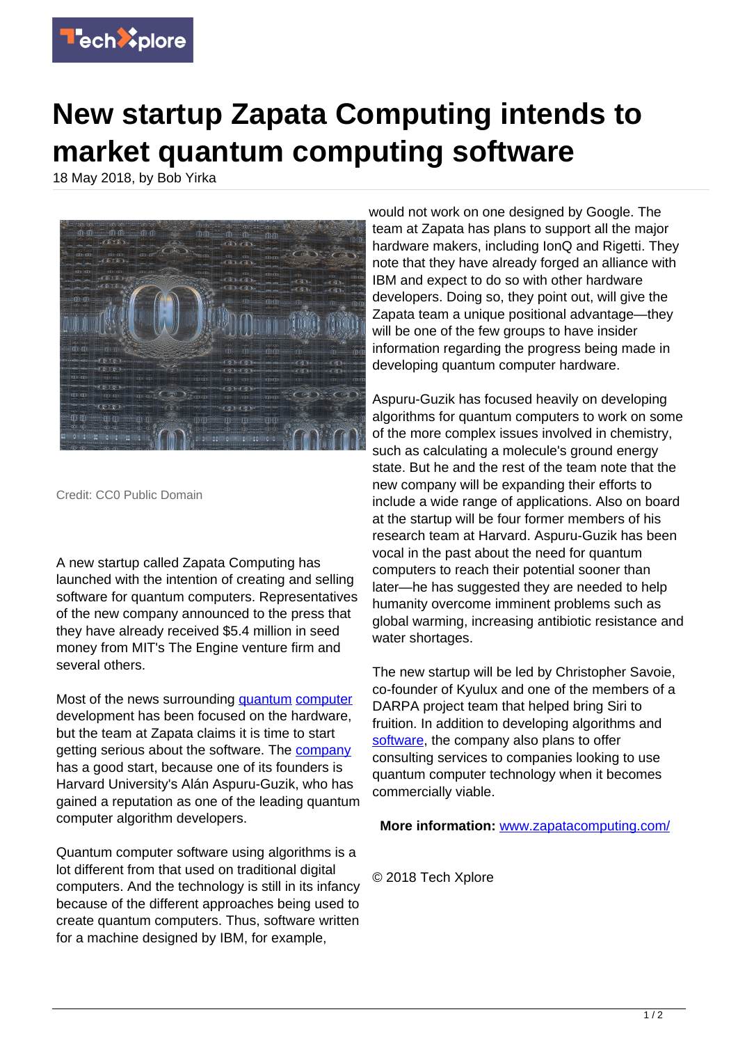# New startup Zapata Computing intends to market quantum computing software

18 May 2018, by Bob Yirka

Credit: CC0 Public Domain

A new startup called Zapata Computing has launched with the intention of creating and selling software for quantum computers. Representatives of the new company announced to the press that they have already received $5.4 million in seed money from MIT's The Engine venture firm and several others.

Most of the news surrounding quantum computer development has been focused on the hardware, but the team at Zapata claims it is time to start getting serious about the software. The company has a good start, because one of its founders is Harvard University's Alán Aspuru-Guzik, who has gained a reputation as one of the leading quantum computer algorithm developers.

Quantum computer software using algorithms is a lot different from that used on traditional digital computers. And the technology is still in its infancy because of the different approaches being used to create quantum computers. Thus, software written for a machine designed by IBM, for example, would not work on one designed by Google. The team at Zapata has plans to support all the major hardware makers, including IonQ and Rigetti. They note that they have already forged an alliance with IBM and expect to do so with other hardware developers. Doing so, they point out, will give the Zapata team a unique positional advantage—they will be one of the few groups to have insider information regarding the progress being made in developing quantum computer hardware.

Aspuru-Guzik has focused heavily on developing algorithms for quantum computers to work on some of the more complex issues involved in chemistry, such as calculating a molecule's ground energy state. But he and the rest of the team note that the new company will be expanding their efforts to include a wide range of applications. Also on board at the startup will be four former members of his research team at Harvard. Aspuru-Guzik has been vocal in the past about the need for quantum computers to reach their potential sooner than later—he has suggested they are needed to help humanity overcome imminent problems such as global warming, increasing antibiotic resistance and water shortages.

The new startup will be led by Christopher Savoie, co-founder of Kyulux and one of the members of a DARPA project team that helped bring Siri to fruition. In addition to developing algorithms and software, the company also plans to offer consulting services to companies looking to use quantum computer technology when it becomes commercially viable.

**More information:** www.zapatacomputing.com/

© 2018 Tech Xplore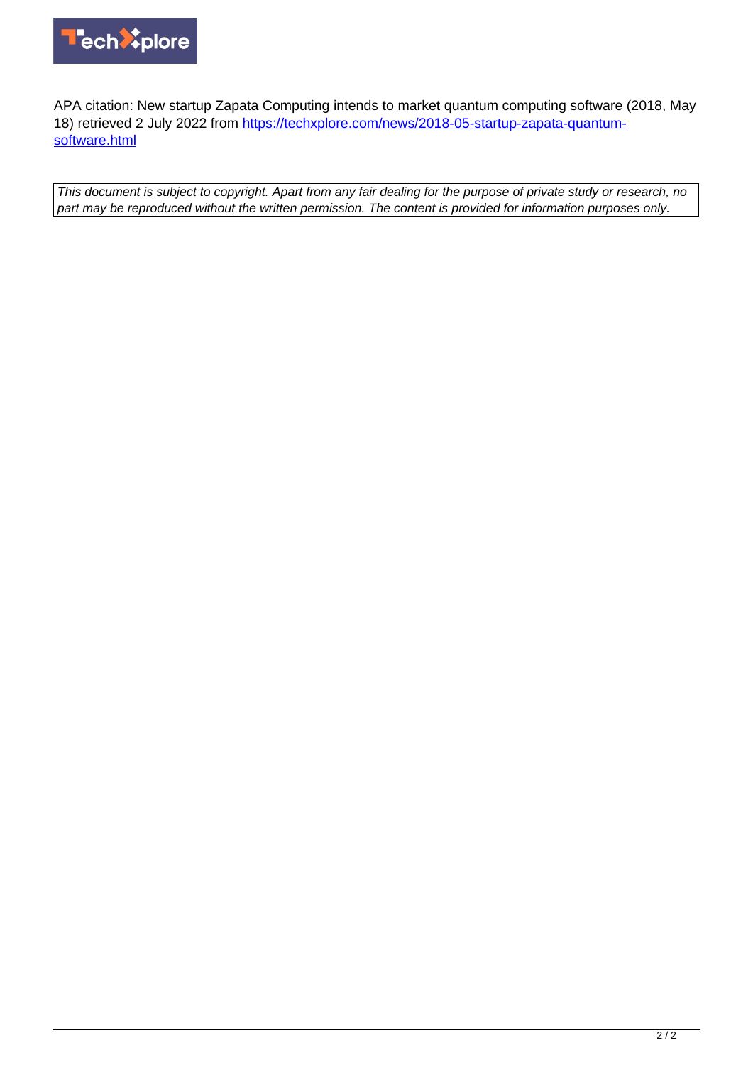APA citation: New startup Zapata Computing intends to market quantum computing software (2018, May 18) retrieved 2 July 2022 from https://techxplore.com/news/2018-05-startup-zapata-quantum-software.html

*This document is subject to copyright. Apart from any fair dealing for the purpose of private study or research, no part may be reproduced without the written permission. The content is provided for information purposes only.*